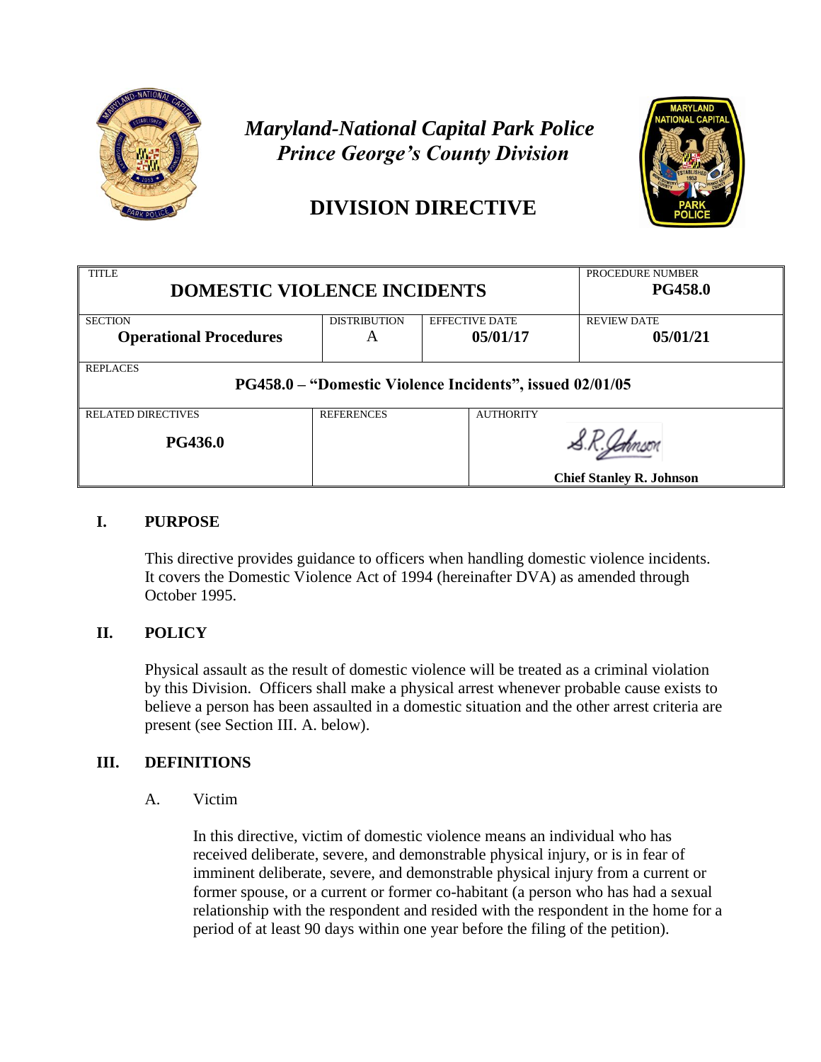# *Maryland-National Capital Park Police*
# *Prince George's County Division*

## DIVISION DIRECTIVE

| TITLE | | | | PROCEDURE NUMBER |
|---|---|---|---|---|
| **DOMESTIC VIOLENCE INCIDENTS** | | | | **PG458.0** |
| SECTION **Operational Procedures** | DISTRIBUTION A | EFFECTIVE DATE **05/01/17** | | REVIEW DATE **05/01/21** |
| REPLACES **PG458.0 – "Domestic Violence Incidents", issued 02/01/05** | | | | |
| RELATED DIRECTIVES **PG436.0** | REFERENCES | AUTHORITY S.R. Johnson **Chief Stanley R. Johnson** | | |

## I. PURPOSE

This directive provides guidance to officers when handling domestic violence incidents. It covers the Domestic Violence Act of 1994 (hereinafter DVA) as amended through October 1995.

## II. POLICY

Physical assault as the result of domestic violence will be treated as a criminal violation by this Division. Officers shall make a physical arrest whenever probable cause exists to believe a person has been assaulted in a domestic situation and the other arrest criteria are present (see Section III. A. below).

## III. DEFINITIONS

A. Victim

In this directive, victim of domestic violence means an individual who has received deliberate, severe, and demonstrable physical injury, or is in fear of imminent deliberate, severe, and demonstrable physical injury from a current or former spouse, or a current or former co-habitant (a person who has had a sexual relationship with the respondent and resided with the respondent in the home for a period of at least 90 days within one year before the filing of the petition).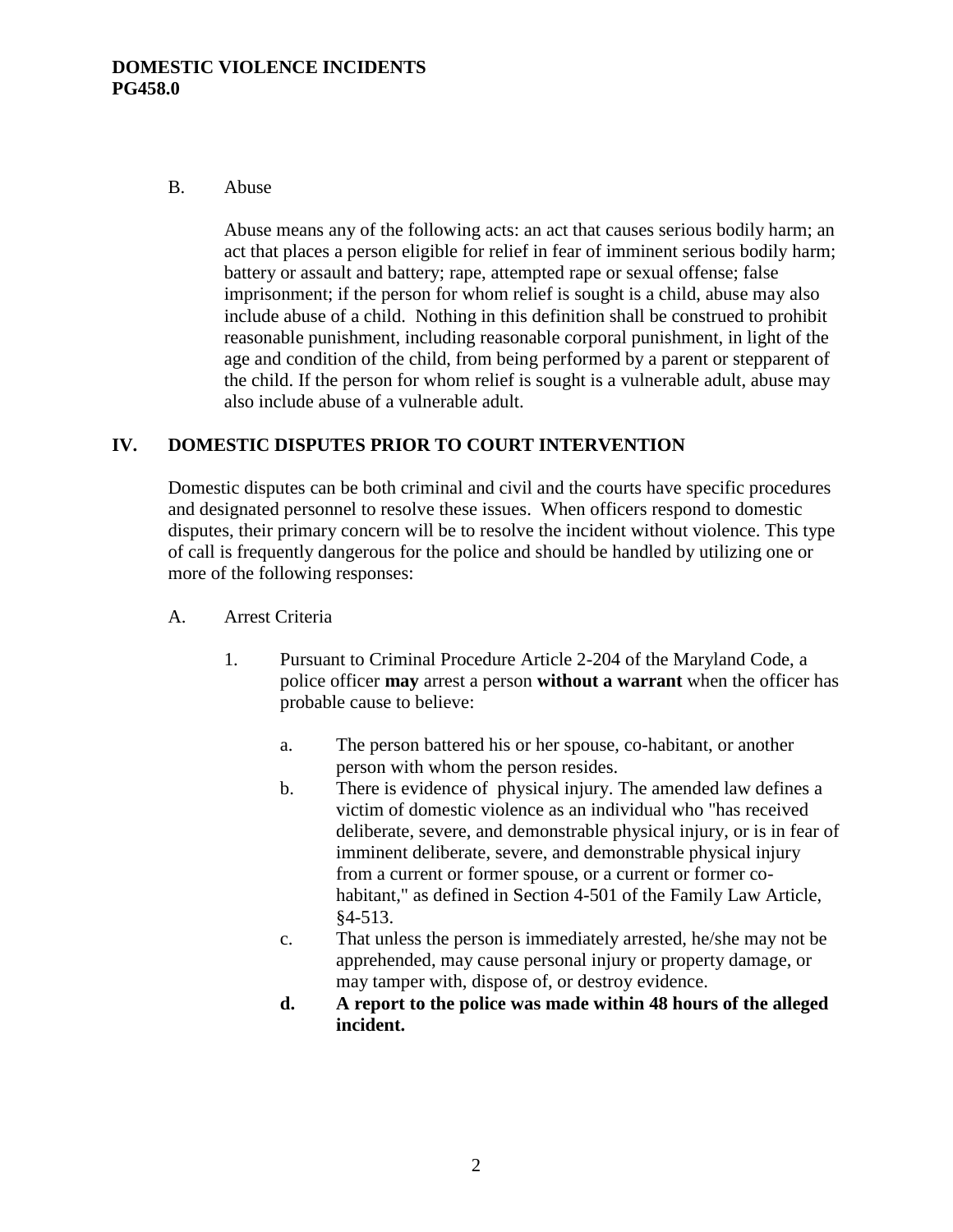### B. Abuse

Abuse means any of the following acts: an act that causes serious bodily harm; an act that places a person eligible for relief in fear of imminent serious bodily harm; battery or assault and battery; rape, attempted rape or sexual offense; false imprisonment; if the person for whom relief is sought is a child, abuse may also include abuse of a child. Nothing in this definition shall be construed to prohibit reasonable punishment, including reasonable corporal punishment, in light of the age and condition of the child, from being performed by a parent or stepparent of the child. If the person for whom relief is sought is a vulnerable adult, abuse may also include abuse of a vulnerable adult.

## IV. DOMESTIC DISPUTES PRIOR TO COURT INTERVENTION

Domestic disputes can be both criminal and civil and the courts have specific procedures and designated personnel to resolve these issues. When officers respond to domestic disputes, their primary concern will be to resolve the incident without violence. This type of call is frequently dangerous for the police and should be handled by utilizing one or more of the following responses:

### A. Arrest Criteria

1. Pursuant to Criminal Procedure Article 2-204 of the Maryland Code, a police officer **may** arrest a person **without a warrant** when the officer has probable cause to believe:

   a. The person battered his or her spouse, co-habitant, or another person with whom the person resides.

   b. There is evidence of physical injury. The amended law defines a victim of domestic violence as an individual who "has received deliberate, severe, and demonstrable physical injury, or is in fear of imminent deliberate, severe, and demonstrable physical injury from a current or former spouse, or a current or former co-habitant," as defined in Section 4-501 of the Family Law Article, §4-513.

   c. That unless the person is immediately arrested, he/she may not be apprehended, may cause personal injury or property damage, or may tamper with, dispose of, or destroy evidence.

   **d. A report to the police was made within 48 hours of the alleged incident.**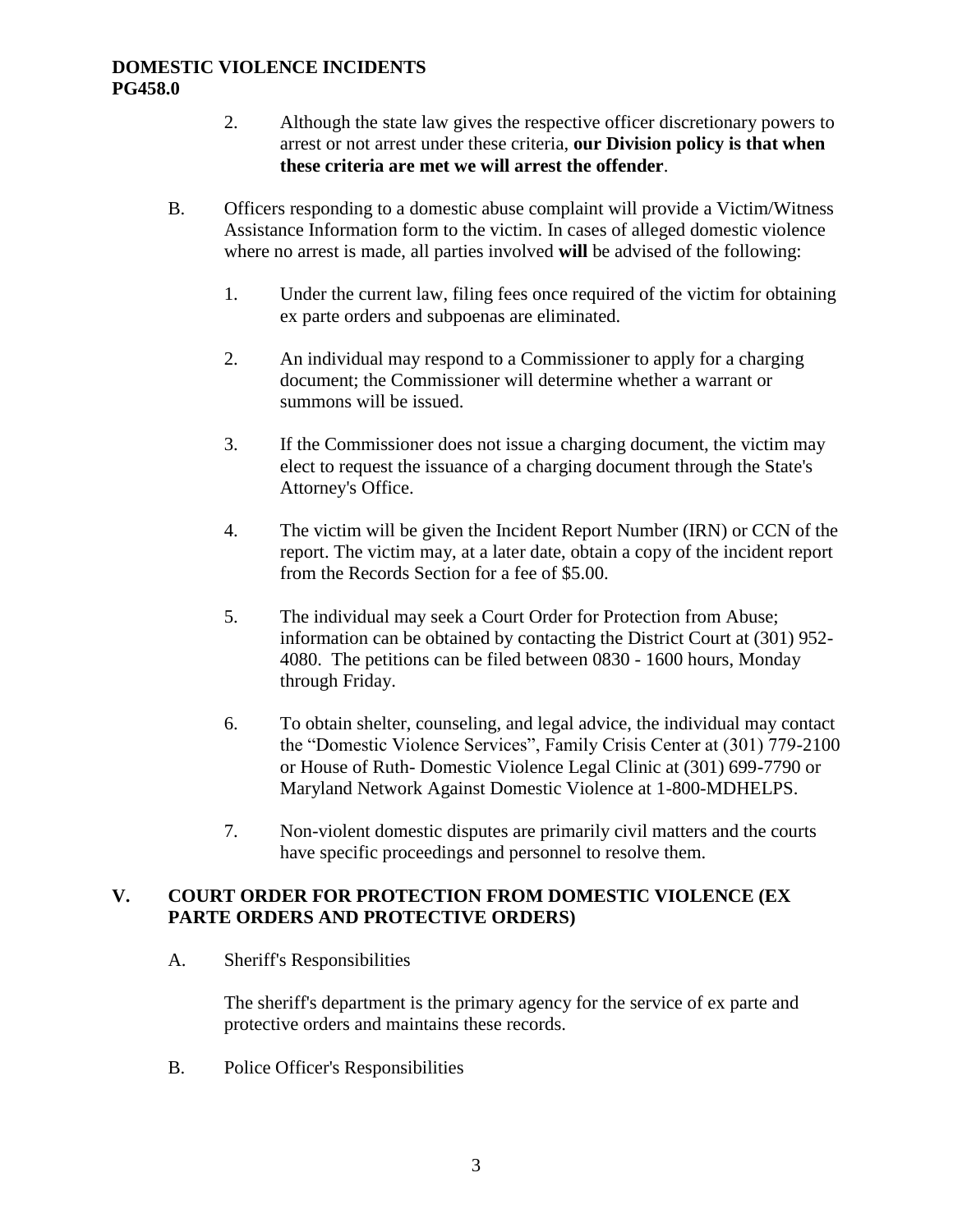2. Although the state law gives the respective officer discretionary powers to arrest or not arrest under these criteria, **our Division policy is that when these criteria are met we will arrest the offender**.

B. Officers responding to a domestic abuse complaint will provide a Victim/Witness Assistance Information form to the victim. In cases of alleged domestic violence where no arrest is made, all parties involved **will** be advised of the following:

1. Under the current law, filing fees once required of the victim for obtaining ex parte orders and subpoenas are eliminated.

2. An individual may respond to a Commissioner to apply for a charging document; the Commissioner will determine whether a warrant or summons will be issued.

3. If the Commissioner does not issue a charging document, the victim may elect to request the issuance of a charging document through the State's Attorney's Office.

4. The victim will be given the Incident Report Number (IRN) or CCN of the report. The victim may, at a later date, obtain a copy of the incident report from the Records Section for a fee of $5.00.

5. The individual may seek a Court Order for Protection from Abuse; information can be obtained by contacting the District Court at (301) 952-4080. The petitions can be filed between 0830 - 1600 hours, Monday through Friday.

6. To obtain shelter, counseling, and legal advice, the individual may contact the "Domestic Violence Services", Family Crisis Center at (301) 779-2100 or House of Ruth- Domestic Violence Legal Clinic at (301) 699-7790 or Maryland Network Against Domestic Violence at 1-800-MDHELPS.

7. Non-violent domestic disputes are primarily civil matters and the courts have specific proceedings and personnel to resolve them.

## V. COURT ORDER FOR PROTECTION FROM DOMESTIC VIOLENCE (EX PARTE ORDERS AND PROTECTIVE ORDERS)

A. Sheriff's Responsibilities

The sheriff's department is the primary agency for the service of ex parte and protective orders and maintains these records.

B. Police Officer's Responsibilities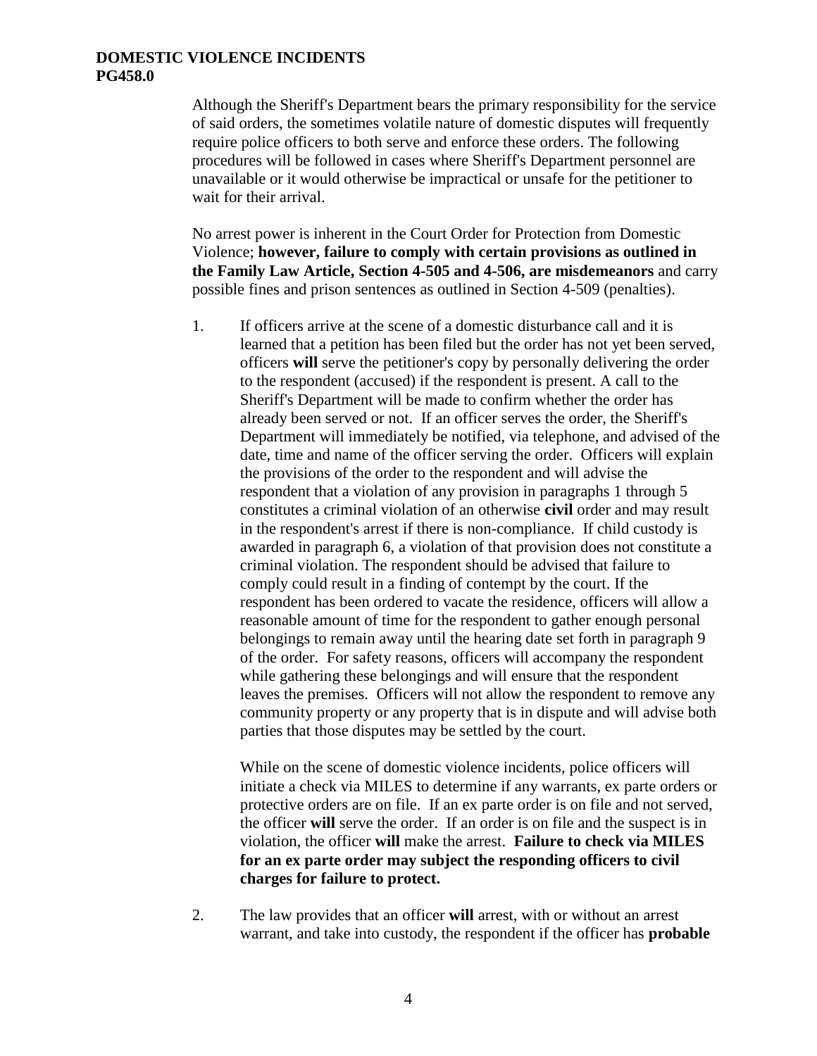Although the Sheriff's Department bears the primary responsibility for the service of said orders, the sometimes volatile nature of domestic disputes will frequently require police officers to both serve and enforce these orders. The following procedures will be followed in cases where Sheriff's Department personnel are unavailable or it would otherwise be impractical or unsafe for the petitioner to wait for their arrival.

No arrest power is inherent in the Court Order for Protection from Domestic Violence; **however, failure to comply with certain provisions as outlined in the Family Law Article, Section 4-505 and 4-506, are misdemeanors** and carry possible fines and prison sentences as outlined in Section 4-509 (penalties).

1. If officers arrive at the scene of a domestic disturbance call and it is learned that a petition has been filed but the order has not yet been served, officers **will** serve the petitioner's copy by personally delivering the order to the respondent (accused) if the respondent is present. A call to the Sheriff's Department will be made to confirm whether the order has already been served or not. If an officer serves the order, the Sheriff's Department will immediately be notified, via telephone, and advised of the date, time and name of the officer serving the order. Officers will explain the provisions of the order to the respondent and will advise the respondent that a violation of any provision in paragraphs 1 through 5 constitutes a criminal violation of an otherwise **civil** order and may result in the respondent's arrest if there is non-compliance. If child custody is awarded in paragraph 6, a violation of that provision does not constitute a criminal violation. The respondent should be advised that failure to comply could result in a finding of contempt by the court. If the respondent has been ordered to vacate the residence, officers will allow a reasonable amount of time for the respondent to gather enough personal belongings to remain away until the hearing date set forth in paragraph 9 of the order. For safety reasons, officers will accompany the respondent while gathering these belongings and will ensure that the respondent leaves the premises. Officers will not allow the respondent to remove any community property or any property that is in dispute and will advise both parties that those disputes may be settled by the court.

   While on the scene of domestic violence incidents, police officers will initiate a check via MILES to determine if any warrants, ex parte orders or protective orders are on file. If an ex parte order is on file and not served, the officer **will** serve the order. If an order is on file and the suspect is in violation, the officer **will** make the arrest. **Failure to check via MILES for an ex parte order may subject the responding officers to civil charges for failure to protect.**

2. The law provides that an officer **will** arrest, with or without an arrest warrant, and take into custody, the respondent if the officer has **probable**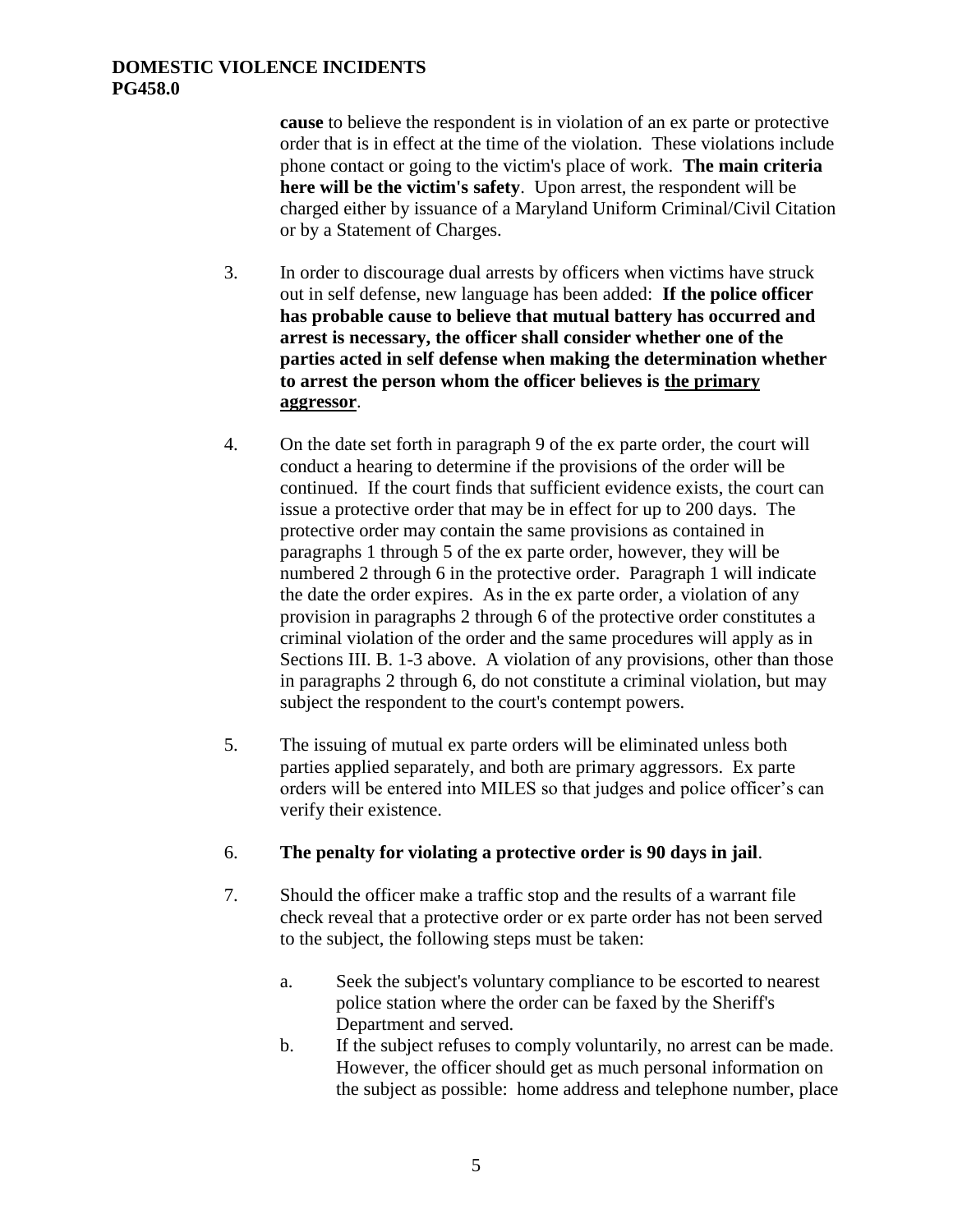**cause** to believe the respondent is in violation of an ex parte or protective order that is in effect at the time of the violation. These violations include phone contact or going to the victim's place of work. **The main criteria here will be the victim's safety**. Upon arrest, the respondent will be charged either by issuance of a Maryland Uniform Criminal/Civil Citation or by a Statement of Charges.

3. In order to discourage dual arrests by officers when victims have struck out in self defense, new language has been added: **If the police officer has probable cause to believe that mutual battery has occurred and arrest is necessary, the officer shall consider whether one of the parties acted in self defense when making the determination whether to arrest the person whom the officer believes is <u>the primary aggressor</u>**.

4. On the date set forth in paragraph 9 of the ex parte order, the court will conduct a hearing to determine if the provisions of the order will be continued. If the court finds that sufficient evidence exists, the court can issue a protective order that may be in effect for up to 200 days. The protective order may contain the same provisions as contained in paragraphs 1 through 5 of the ex parte order, however, they will be numbered 2 through 6 in the protective order. Paragraph 1 will indicate the date the order expires. As in the ex parte order, a violation of any provision in paragraphs 2 through 6 of the protective order constitutes a criminal violation of the order and the same procedures will apply as in Sections III. B. 1-3 above. A violation of any provisions, other than those in paragraphs 2 through 6, do not constitute a criminal violation, but may subject the respondent to the court's contempt powers.

5. The issuing of mutual ex parte orders will be eliminated unless both parties applied separately, and both are primary aggressors. Ex parte orders will be entered into MILES so that judges and police officer's can verify their existence.

6. **The penalty for violating a protective order is 90 days in jail**.

7. Should the officer make a traffic stop and the results of a warrant file check reveal that a protective order or ex parte order has not been served to the subject, the following steps must be taken:

   a. Seek the subject's voluntary compliance to be escorted to nearest police station where the order can be faxed by the Sheriff's Department and served.

   b. If the subject refuses to comply voluntarily, no arrest can be made. However, the officer should get as much personal information on the subject as possible: home address and telephone number, place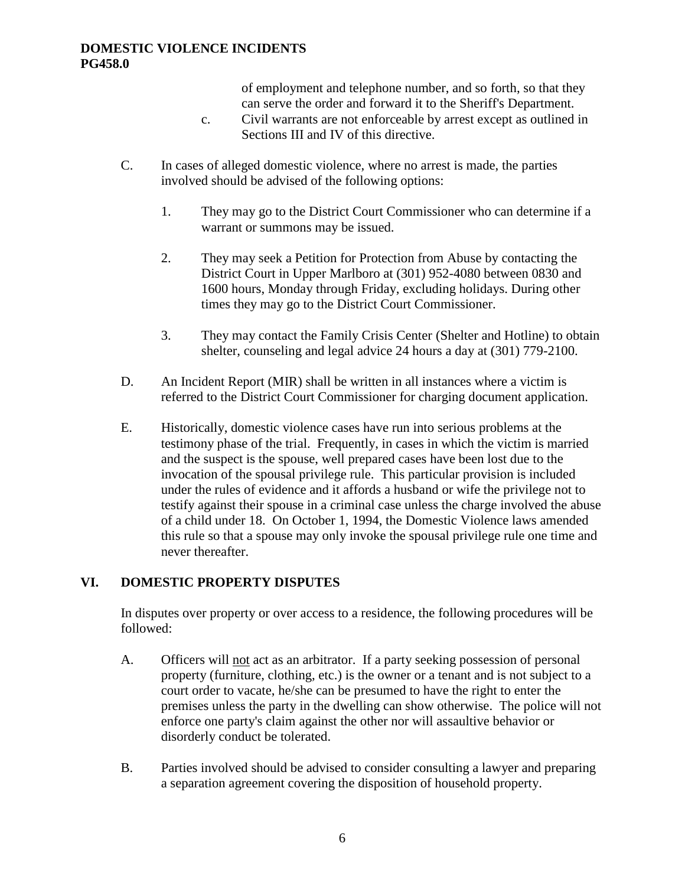of employment and telephone number, and so forth, so that they can serve the order and forward it to the Sheriff's Department.

c. Civil warrants are not enforceable by arrest except as outlined in Sections III and IV of this directive.

C. In cases of alleged domestic violence, where no arrest is made, the parties involved should be advised of the following options:

1. They may go to the District Court Commissioner who can determine if a warrant or summons may be issued.

2. They may seek a Petition for Protection from Abuse by contacting the District Court in Upper Marlboro at (301) 952-4080 between 0830 and 1600 hours, Monday through Friday, excluding holidays. During other times they may go to the District Court Commissioner.

3. They may contact the Family Crisis Center (Shelter and Hotline) to obtain shelter, counseling and legal advice 24 hours a day at (301) 779-2100.

D. An Incident Report (MIR) shall be written in all instances where a victim is referred to the District Court Commissioner for charging document application.

E. Historically, domestic violence cases have run into serious problems at the testimony phase of the trial. Frequently, in cases in which the victim is married and the suspect is the spouse, well prepared cases have been lost due to the invocation of the spousal privilege rule. This particular provision is included under the rules of evidence and it affords a husband or wife the privilege not to testify against their spouse in a criminal case unless the charge involved the abuse of a child under 18. On October 1, 1994, the Domestic Violence laws amended this rule so that a spouse may only invoke the spousal privilege rule one time and never thereafter.

## VI. DOMESTIC PROPERTY DISPUTES

In disputes over property or over access to a residence, the following procedures will be followed:

A. Officers will <u>not</u> act as an arbitrator. If a party seeking possession of personal property (furniture, clothing, etc.) is the owner or a tenant and is not subject to a court order to vacate, he/she can be presumed to have the right to enter the premises unless the party in the dwelling can show otherwise. The police will not enforce one party's claim against the other nor will assaultive behavior or disorderly conduct be tolerated.

B. Parties involved should be advised to consider consulting a lawyer and preparing a separation agreement covering the disposition of household property.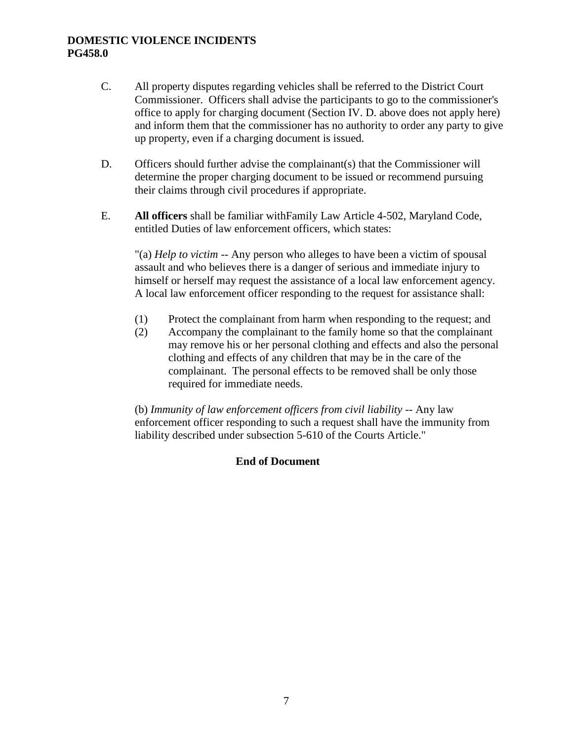C. All property disputes regarding vehicles shall be referred to the District Court Commissioner. Officers shall advise the participants to go to the commissioner's office to apply for charging document (Section IV. D. above does not apply here) and inform them that the commissioner has no authority to order any party to give up property, even if a charging document is issued.

D. Officers should further advise the complainant(s) that the Commissioner will determine the proper charging document to be issued or recommend pursuing their claims through civil procedures if appropriate.

E. **All officers** shall be familiar withFamily Law Article 4-502, Maryland Code, entitled Duties of law enforcement officers, which states:

"(a) *Help to victim* -- Any person who alleges to have been a victim of spousal assault and who believes there is a danger of serious and immediate injury to himself or herself may request the assistance of a local law enforcement agency. A local law enforcement officer responding to the request for assistance shall:

(1) Protect the complainant from harm when responding to the request; and

(2) Accompany the complainant to the family home so that the complainant may remove his or her personal clothing and effects and also the personal clothing and effects of any children that may be in the care of the complainant. The personal effects to be removed shall be only those required for immediate needs.

(b) *Immunity of law enforcement officers from civil liability* -- Any law enforcement officer responding to such a request shall have the immunity from liability described under subsection 5-610 of the Courts Article."

**End of Document**